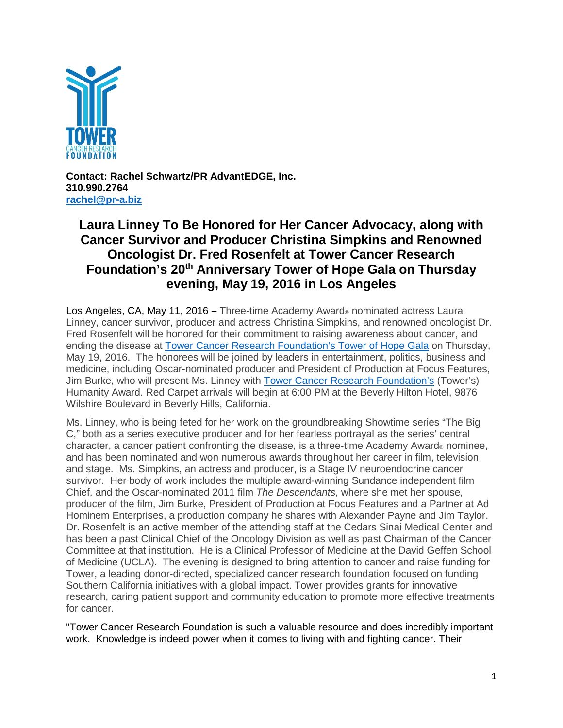TOWER
CANCER RESEARCH
FOUNDATION

**Contact: Rachel Schwartz/PR AdvantEDGE, Inc.**
**310.990.2764**
**rachel@pr-a.biz**

# Laura Linney To Be Honored for Her Cancer Advocacy, along with Cancer Survivor and Producer Christina Simpkins and Renowned Oncologist Dr. Fred Rosenfelt at Tower Cancer Research Foundation's 20th Anniversary Tower of Hope Gala on Thursday evening, May 19, 2016 in Los Angeles

Los Angeles, CA, May 11, 2016 **–** Three-time Academy Award® nominated actress Laura Linney, cancer survivor, producer and actress Christina Simpkins, and renowned oncologist Dr. Fred Rosenfelt will be honored for their commitment to raising awareness about cancer, and ending the disease at Tower Cancer Research Foundation's Tower of Hope Gala on Thursday, May 19, 2016. The honorees will be joined by leaders in entertainment, politics, business and medicine, including Oscar-nominated producer and President of Production at Focus Features, Jim Burke, who will present Ms. Linney with Tower Cancer Research Foundation's (Tower's) Humanity Award. Red Carpet arrivals will begin at 6:00 PM at the Beverly Hilton Hotel, 9876 Wilshire Boulevard in Beverly Hills, California.

Ms. Linney, who is being feted for her work on the groundbreaking Showtime series "The Big C," both as a series executive producer and for her fearless portrayal as the series' central character, a cancer patient confronting the disease, is a three-time Academy Award® nominee, and has been nominated and won numerous awards throughout her career in film, television, and stage. Ms. Simpkins, an actress and producer, is a Stage IV neuroendocrine cancer survivor. Her body of work includes the multiple award-winning Sundance independent film Chief, and the Oscar-nominated 2011 film *The Descendants*, where she met her spouse, producer of the film, Jim Burke, President of Production at Focus Features and a Partner at Ad Hominem Enterprises, a production company he shares with Alexander Payne and Jim Taylor. Dr. Rosenfelt is an active member of the attending staff at the Cedars Sinai Medical Center and has been a past Clinical Chief of the Oncology Division as well as past Chairman of the Cancer Committee at that institution. He is a Clinical Professor of Medicine at the David Geffen School of Medicine (UCLA). The evening is designed to bring attention to cancer and raise funding for Tower, a leading donor-directed, specialized cancer research foundation focused on funding Southern California initiatives with a global impact. Tower provides grants for innovative research, caring patient support and community education to promote more effective treatments for cancer.

"Tower Cancer Research Foundation is such a valuable resource and does incredibly important work. Knowledge is indeed power when it comes to living with and fighting cancer. Their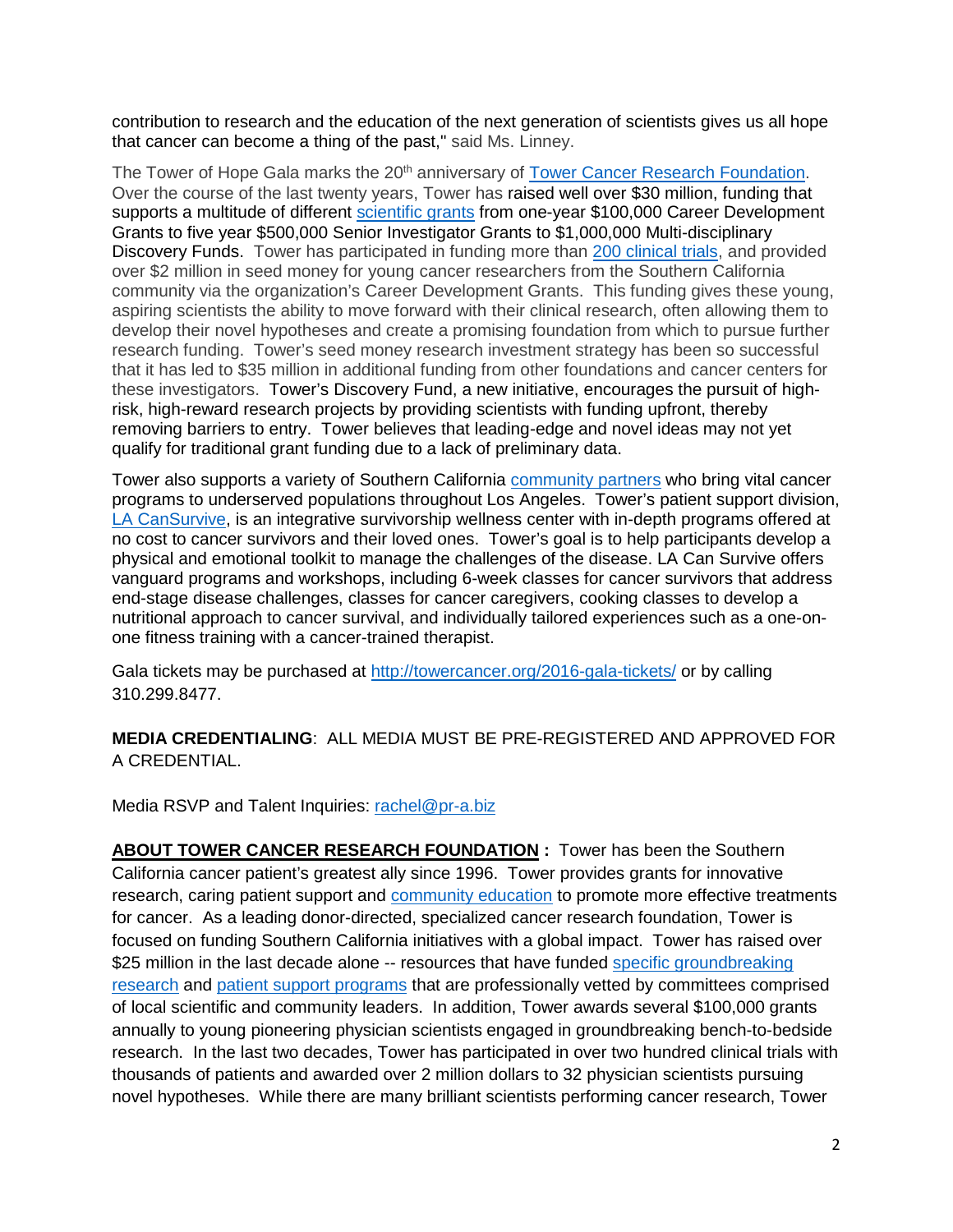contribution to research and the education of the next generation of scientists gives us all hope that cancer can become a thing of the past," said Ms. Linney.

The Tower of Hope Gala marks the 20th anniversary of [Tower Cancer Research Foundation](). Over the course of the last twenty years, Tower has raised well over $30 million, funding that supports a multitude of different [scientific grants]() from one-year $100,000 Career Development Grants to five year $500,000 Senior Investigator Grants to $1,000,000 Multi-disciplinary Discovery Funds. Tower has participated in funding more than [200 clinical trials](), and provided over $2 million in seed money for young cancer researchers from the Southern California community via the organization's Career Development Grants. This funding gives these young, aspiring scientists the ability to move forward with their clinical research, often allowing them to develop their novel hypotheses and create a promising foundation from which to pursue further research funding. Tower's seed money research investment strategy has been so successful that it has led to $35 million in additional funding from other foundations and cancer centers for these investigators. Tower's Discovery Fund, a new initiative, encourages the pursuit of high-risk, high-reward research projects by providing scientists with funding upfront, thereby removing barriers to entry. Tower believes that leading-edge and novel ideas may not yet qualify for traditional grant funding due to a lack of preliminary data.

Tower also supports a variety of Southern California [community partners]() who bring vital cancer programs to underserved populations throughout Los Angeles. Tower's patient support division, [LA CanSurvive](), is an integrative survivorship wellness center with in-depth programs offered at no cost to cancer survivors and their loved ones. Tower's goal is to help participants develop a physical and emotional toolkit to manage the challenges of the disease. LA Can Survive offers vanguard programs and workshops, including 6-week classes for cancer survivors that address end-stage disease challenges, classes for cancer caregivers, cooking classes to develop a nutritional approach to cancer survival, and individually tailored experiences such as a one-on-one fitness training with a cancer-trained therapist.

Gala tickets may be purchased at http://towercancer.org/2016-gala-tickets/ or by calling 310.299.8477.

**MEDIA CREDENTIALING**: ALL MEDIA MUST BE PRE-REGISTERED AND APPROVED FOR A CREDENTIAL.

Media RSVP and Talent Inquiries: rachel@pr-a.biz

**ABOUT TOWER CANCER RESEARCH FOUNDATION :** Tower has been the Southern California cancer patient's greatest ally since 1996. Tower provides grants for innovative research, caring patient support and [community education]() to promote more effective treatments for cancer. As a leading donor-directed, specialized cancer research foundation, Tower is focused on funding Southern California initiatives with a global impact. Tower has raised over $25 million in the last decade alone -- resources that have funded [specific groundbreaking research]() and [patient support programs]() that are professionally vetted by committees comprised of local scientific and community leaders. In addition, Tower awards several $100,000 grants annually to young pioneering physician scientists engaged in groundbreaking bench-to-bedside research. In the last two decades, Tower has participated in over two hundred clinical trials with thousands of patients and awarded over 2 million dollars to 32 physician scientists pursuing novel hypotheses. While there are many brilliant scientists performing cancer research, Tower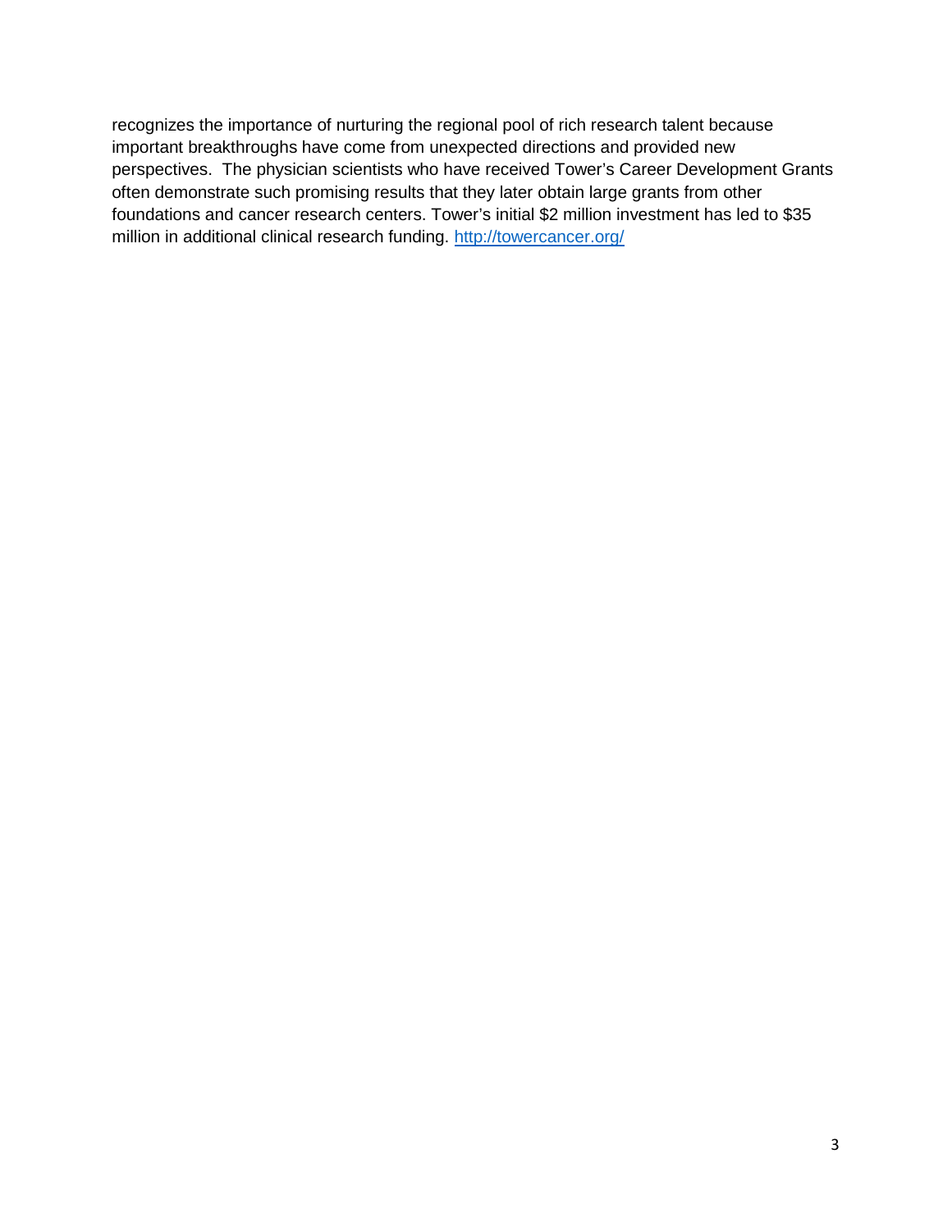recognizes the importance of nurturing the regional pool of rich research talent because important breakthroughs have come from unexpected directions and provided new perspectives. The physician scientists who have received Tower's Career Development Grants often demonstrate such promising results that they later obtain large grants from other foundations and cancer research centers. Tower's initial $2 million investment has led to $35 million in additional clinical research funding. http://towercancer.org/